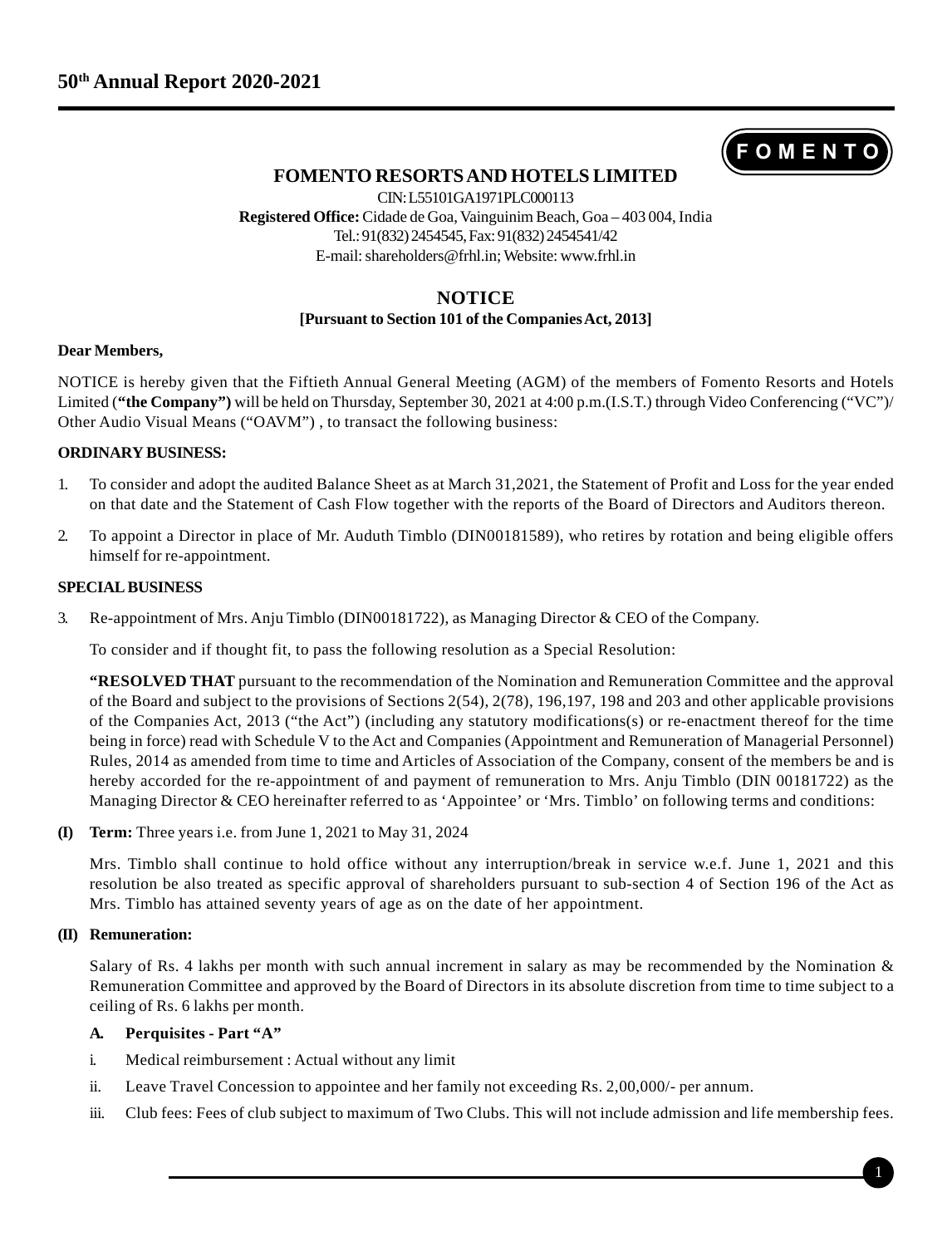# FOMENTO RESORTS AND HOTELS LIMITED

CIN: L55101GA1971PLC000113
**Registered Office:** Cidade de Goa, Vainguinim Beach, Goa – 403 004, India
Tel.: 91(832) 2454545, Fax: 91(832) 2454541/42
E-mail: shareholders@frhl.in; Website: www.frhl.in

## NOTICE

**[Pursuant to Section 101 of the Companies Act, 2013]**

**Dear Members,**

NOTICE is hereby given that the Fiftieth Annual General Meeting (AGM) of the members of Fomento Resorts and Hotels Limited (**"the Company")** will be held on Thursday, September 30, 2021 at 4:00 p.m.(I.S.T.) through Video Conferencing ("VC")/ Other Audio Visual Means ("OAVM") , to transact the following business:

**ORDINARY BUSINESS:**

1. To consider and adopt the audited Balance Sheet as at March 31,2021, the Statement of Profit and Loss for the year ended on that date and the Statement of Cash Flow together with the reports of the Board of Directors and Auditors thereon.
2. To appoint a Director in place of Mr. Auduth Timblo (DIN00181589), who retires by rotation and being eligible offers himself for re-appointment.

**SPECIAL BUSINESS**

3. Re-appointment of Mrs. Anju Timblo (DIN00181722), as Managing Director & CEO of the Company.

   To consider and if thought fit, to pass the following resolution as a Special Resolution:

   **"RESOLVED THAT** pursuant to the recommendation of the Nomination and Remuneration Committee and the approval of the Board and subject to the provisions of Sections 2(54), 2(78), 196,197, 198 and 203 and other applicable provisions of the Companies Act, 2013 ("the Act") (including any statutory modifications(s) or re-enactment thereof for the time being in force) read with Schedule V to the Act and Companies (Appointment and Remuneration of Managerial Personnel) Rules, 2014 as amended from time to time and Articles of Association of the Company, consent of the members be and is hereby accorded for the re-appointment of and payment of remuneration to Mrs. Anju Timblo (DIN 00181722) as the Managing Director & CEO hereinafter referred to as 'Appointee' or 'Mrs. Timblo' on following terms and conditions:

**(I) Term:** Three years i.e. from June 1, 2021 to May 31, 2024

Mrs. Timblo shall continue to hold office without any interruption/break in service w.e.f. June 1, 2021 and this resolution be also treated as specific approval of shareholders pursuant to sub-section 4 of Section 196 of the Act as Mrs. Timblo has attained seventy years of age as on the date of her appointment.

**(II) Remuneration:**

Salary of Rs. 4 lakhs per month with such annual increment in salary as may be recommended by the Nomination & Remuneration Committee and approved by the Board of Directors in its absolute discretion from time to time subject to a ceiling of Rs. 6 lakhs per month.

**A. Perquisites - Part "A"**

i. Medical reimbursement : Actual without any limit

ii. Leave Travel Concession to appointee and her family not exceeding Rs. 2,00,000/- per annum.

iii. Club fees: Fees of club subject to maximum of Two Clubs. This will not include admission and life membership fees.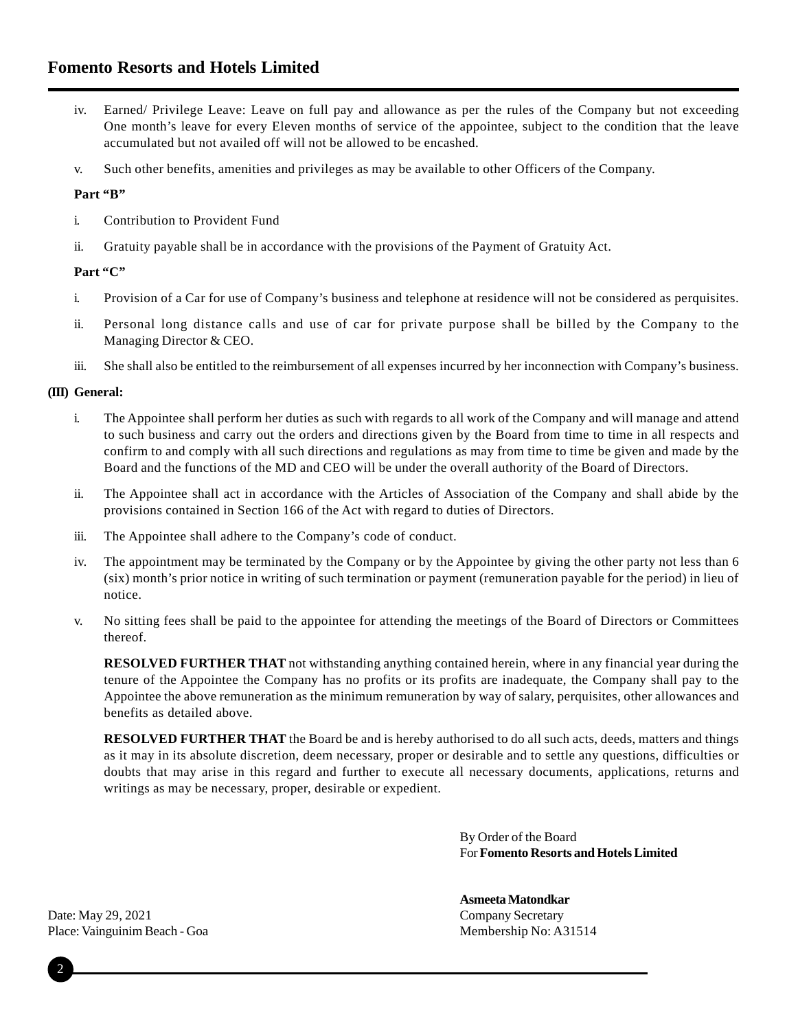iv. Earned/ Privilege Leave: Leave on full pay and allowance as per the rules of the Company but not exceeding One month's leave for every Eleven months of service of the appointee, subject to the condition that the leave accumulated but not availed off will not be allowed to be encashed.

v. Such other benefits, amenities and privileges as may be available to other Officers of the Company.

**Part "B"**

i. Contribution to Provident Fund

ii. Gratuity payable shall be in accordance with the provisions of the Payment of Gratuity Act.

**Part "C"**

i. Provision of a Car for use of Company's business and telephone at residence will not be considered as perquisites.

ii. Personal long distance calls and use of car for private purpose shall be billed by the Company to the Managing Director & CEO.

iii. She shall also be entitled to the reimbursement of all expenses incurred by her inconnection with Company's business.

**(III) General:**

i. The Appointee shall perform her duties as such with regards to all work of the Company and will manage and attend to such business and carry out the orders and directions given by the Board from time to time in all respects and confirm to and comply with all such directions and regulations as may from time to time be given and made by the Board and the functions of the MD and CEO will be under the overall authority of the Board of Directors.

ii. The Appointee shall act in accordance with the Articles of Association of the Company and shall abide by the provisions contained in Section 166 of the Act with regard to duties of Directors.

iii. The Appointee shall adhere to the Company's code of conduct.

iv. The appointment may be terminated by the Company or by the Appointee by giving the other party not less than 6 (six) month's prior notice in writing of such termination or payment (remuneration payable for the period) in lieu of notice.

v. No sitting fees shall be paid to the appointee for attending the meetings of the Board of Directors or Committees thereof.

**RESOLVED FURTHER THAT** not withstanding anything contained herein, where in any financial year during the tenure of the Appointee the Company has no profits or its profits are inadequate, the Company shall pay to the Appointee the above remuneration as the minimum remuneration by way of salary, perquisites, other allowances and benefits as detailed above.

**RESOLVED FURTHER THAT** the Board be and is hereby authorised to do all such acts, deeds, matters and things as it may in its absolute discretion, deem necessary, proper or desirable and to settle any questions, difficulties or doubts that may arise in this regard and further to execute all necessary documents, applications, returns and writings as may be necessary, proper, desirable or expedient.

By Order of the Board
For **Fomento Resorts and Hotels Limited**

**Asmeeta Matondkar**
Company Secretary
Membership No: A31514

Date: May 29, 2021
Place: Vainguinim Beach - Goa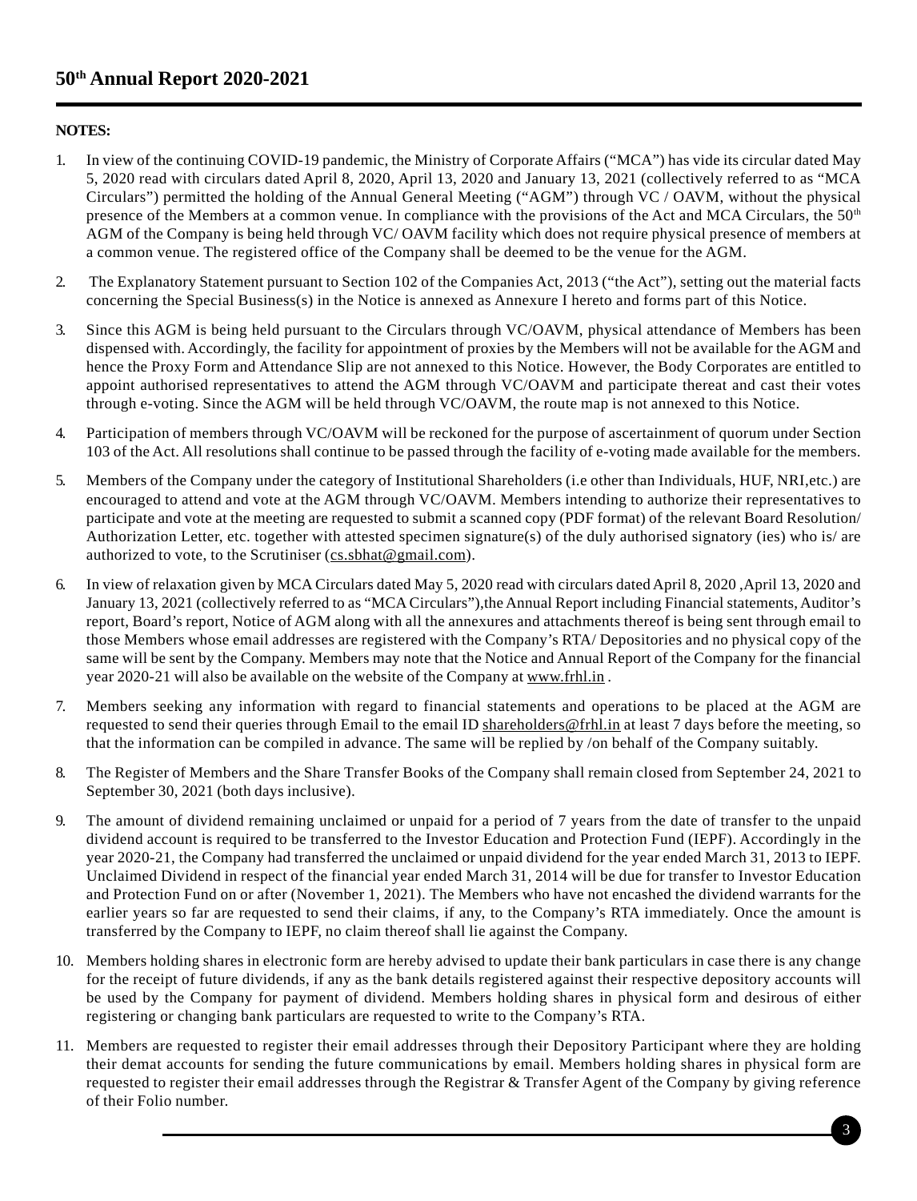**NOTES:**

1. In view of the continuing COVID-19 pandemic, the Ministry of Corporate Affairs ("MCA") has vide its circular dated May 5, 2020 read with circulars dated April 8, 2020, April 13, 2020 and January 13, 2021 (collectively referred to as "MCA Circulars") permitted the holding of the Annual General Meeting ("AGM") through VC / OAVM, without the physical presence of the Members at a common venue. In compliance with the provisions of the Act and MCA Circulars, the 50th AGM of the Company is being held through VC/ OAVM facility which does not require physical presence of members at a common venue. The registered office of the Company shall be deemed to be the venue for the AGM.

2. The Explanatory Statement pursuant to Section 102 of the Companies Act, 2013 ("the Act"), setting out the material facts concerning the Special Business(s) in the Notice is annexed as Annexure I hereto and forms part of this Notice.

3. Since this AGM is being held pursuant to the Circulars through VC/OAVM, physical attendance of Members has been dispensed with. Accordingly, the facility for appointment of proxies by the Members will not be available for the AGM and hence the Proxy Form and Attendance Slip are not annexed to this Notice. However, the Body Corporates are entitled to appoint authorised representatives to attend the AGM through VC/OAVM and participate thereat and cast their votes through e-voting. Since the AGM will be held through VC/OAVM, the route map is not annexed to this Notice.

4. Participation of members through VC/OAVM will be reckoned for the purpose of ascertainment of quorum under Section 103 of the Act. All resolutions shall continue to be passed through the facility of e-voting made available for the members.

5. Members of the Company under the category of Institutional Shareholders (i.e other than Individuals, HUF, NRI,etc.) are encouraged to attend and vote at the AGM through VC/OAVM. Members intending to authorize their representatives to participate and vote at the meeting are requested to submit a scanned copy (PDF format) of the relevant Board Resolution/ Authorization Letter, etc. together with attested specimen signature(s) of the duly authorised signatory (ies) who is/ are authorized to vote, to the Scrutiniser (cs.sbhat@gmail.com).

6. In view of relaxation given by MCA Circulars dated May 5, 2020 read with circulars dated April 8, 2020 ,April 13, 2020 and January 13, 2021 (collectively referred to as "MCA Circulars"),the Annual Report including Financial statements, Auditor's report, Board's report, Notice of AGM along with all the annexures and attachments thereof is being sent through email to those Members whose email addresses are registered with the Company's RTA/ Depositories and no physical copy of the same will be sent by the Company. Members may note that the Notice and Annual Report of the Company for the financial year 2020-21 will also be available on the website of the Company at www.frhl.in .

7. Members seeking any information with regard to financial statements and operations to be placed at the AGM are requested to send their queries through Email to the email ID shareholders@frhl.in at least 7 days before the meeting, so that the information can be compiled in advance. The same will be replied by /on behalf of the Company suitably.

8. The Register of Members and the Share Transfer Books of the Company shall remain closed from September 24, 2021 to September 30, 2021 (both days inclusive).

9. The amount of dividend remaining unclaimed or unpaid for a period of 7 years from the date of transfer to the unpaid dividend account is required to be transferred to the Investor Education and Protection Fund (IEPF). Accordingly in the year 2020-21, the Company had transferred the unclaimed or unpaid dividend for the year ended March 31, 2013 to IEPF. Unclaimed Dividend in respect of the financial year ended March 31, 2014 will be due for transfer to Investor Education and Protection Fund on or after (November 1, 2021). The Members who have not encashed the dividend warrants for the earlier years so far are requested to send their claims, if any, to the Company's RTA immediately. Once the amount is transferred by the Company to IEPF, no claim thereof shall lie against the Company.

10. Members holding shares in electronic form are hereby advised to update their bank particulars in case there is any change for the receipt of future dividends, if any as the bank details registered against their respective depository accounts will be used by the Company for payment of dividend. Members holding shares in physical form and desirous of either registering or changing bank particulars are requested to write to the Company's RTA.

11. Members are requested to register their email addresses through their Depository Participant where they are holding their demat accounts for sending the future communications by email. Members holding shares in physical form are requested to register their email addresses through the Registrar & Transfer Agent of the Company by giving reference of their Folio number.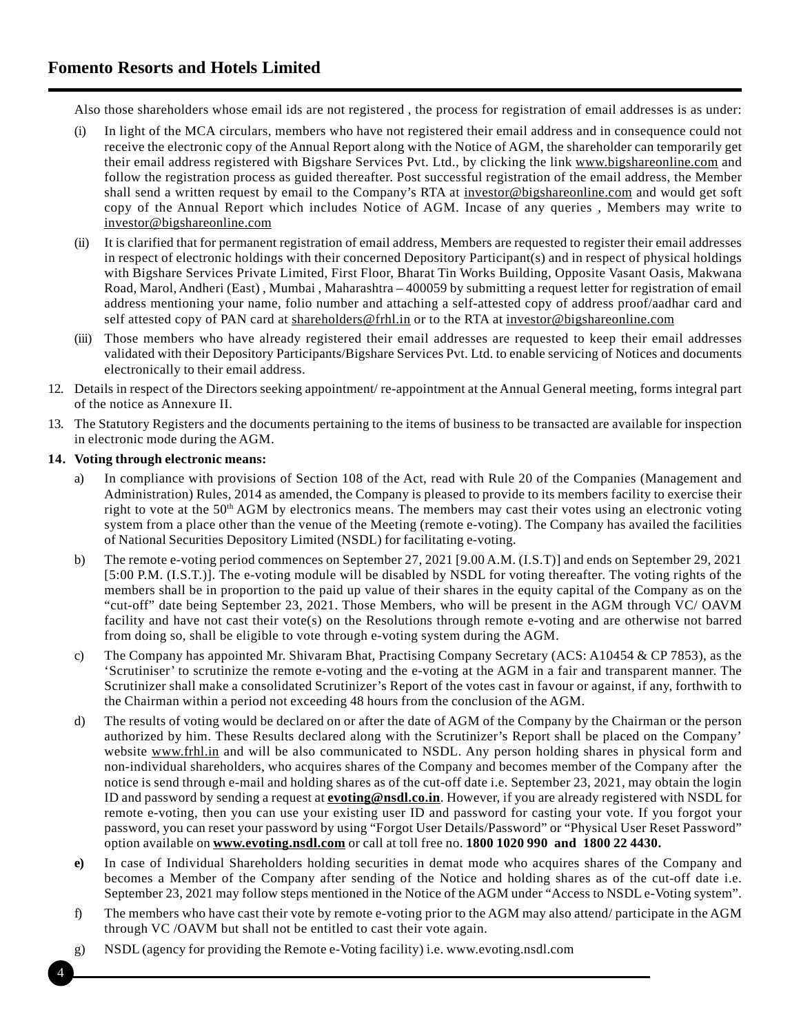Also those shareholders whose email ids are not registered , the process for registration of email addresses is as under:

(i) In light of the MCA circulars, members who have not registered their email address and in consequence could not receive the electronic copy of the Annual Report along with the Notice of AGM, the shareholder can temporarily get their email address registered with Bigshare Services Pvt. Ltd., by clicking the link www.bigshareonline.com and follow the registration process as guided thereafter. Post successful registration of the email address, the Member shall send a written request by email to the Company's RTA at investor@bigshareonline.com and would get soft copy of the Annual Report which includes Notice of AGM. Incase of any queries , Members may write to investor@bigshareonline.com

(ii) It is clarified that for permanent registration of email address, Members are requested to register their email addresses in respect of electronic holdings with their concerned Depository Participant(s) and in respect of physical holdings with Bigshare Services Private Limited, First Floor, Bharat Tin Works Building, Opposite Vasant Oasis, Makwana Road, Marol, Andheri (East) , Mumbai , Maharashtra – 400059 by submitting a request letter for registration of email address mentioning your name, folio number and attaching a self-attested copy of address proof/aadhar card and self attested copy of PAN card at shareholders@frhl.in or to the RTA at investor@bigshareonline.com

(iii) Those members who have already registered their email addresses are requested to keep their email addresses validated with their Depository Participants/Bigshare Services Pvt. Ltd. to enable servicing of Notices and documents electronically to their email address.

12. Details in respect of the Directors seeking appointment/ re-appointment at the Annual General meeting, forms integral part of the notice as Annexure II.

13. The Statutory Registers and the documents pertaining to the items of business to be transacted are available for inspection in electronic mode during the AGM.

**14. Voting through electronic means:**

a) In compliance with provisions of Section 108 of the Act, read with Rule 20 of the Companies (Management and Administration) Rules, 2014 as amended, the Company is pleased to provide to its members facility to exercise their right to vote at the 50th AGM by electronics means. The members may cast their votes using an electronic voting system from a place other than the venue of the Meeting (remote e-voting). The Company has availed the facilities of National Securities Depository Limited (NSDL) for facilitating e-voting.

b) The remote e-voting period commences on September 27, 2021 [9.00 A.M. (I.S.T)] and ends on September 29, 2021 [5:00 P.M. (I.S.T.)]. The e-voting module will be disabled by NSDL for voting thereafter. The voting rights of the members shall be in proportion to the paid up value of their shares in the equity capital of the Company as on the "cut-off" date being September 23, 2021. Those Members, who will be present in the AGM through VC/ OAVM facility and have not cast their vote(s) on the Resolutions through remote e-voting and are otherwise not barred from doing so, shall be eligible to vote through e-voting system during the AGM.

c) The Company has appointed Mr. Shivaram Bhat, Practising Company Secretary (ACS: A10454 & CP 7853), as the 'Scrutiniser' to scrutinize the remote e-voting and the e-voting at the AGM in a fair and transparent manner. The Scrutinizer shall make a consolidated Scrutinizer's Report of the votes cast in favour or against, if any, forthwith to the Chairman within a period not exceeding 48 hours from the conclusion of the AGM.

d) The results of voting would be declared on or after the date of AGM of the Company by the Chairman or the person authorized by him. These Results declared along with the Scrutinizer's Report shall be placed on the Company' website www.frhl.in and will be also communicated to NSDL. Any person holding shares in physical form and non-individual shareholders, who acquires shares of the Company and becomes member of the Company after the notice is send through e-mail and holding shares as of the cut-off date i.e. September 23, 2021, may obtain the login ID and password by sending a request at **evoting@nsdl.co.in**. However, if you are already registered with NSDL for remote e-voting, then you can use your existing user ID and password for casting your vote. If you forgot your password, you can reset your password by using "Forgot User Details/Password" or "Physical User Reset Password" option available on **www.evoting.nsdl.com** or call at toll free no. **1800 1020 990 and 1800 22 4430.**

**e)** In case of Individual Shareholders holding securities in demat mode who acquires shares of the Company and becomes a Member of the Company after sending of the Notice and holding shares as of the cut-off date i.e. September 23, 2021 may follow steps mentioned in the Notice of the AGM under "Access to NSDL e-Voting system".

f) The members who have cast their vote by remote e-voting prior to the AGM may also attend/ participate in the AGM through VC /OAVM but shall not be entitled to cast their vote again.

g) NSDL (agency for providing the Remote e-Voting facility) i.e. www.evoting.nsdl.com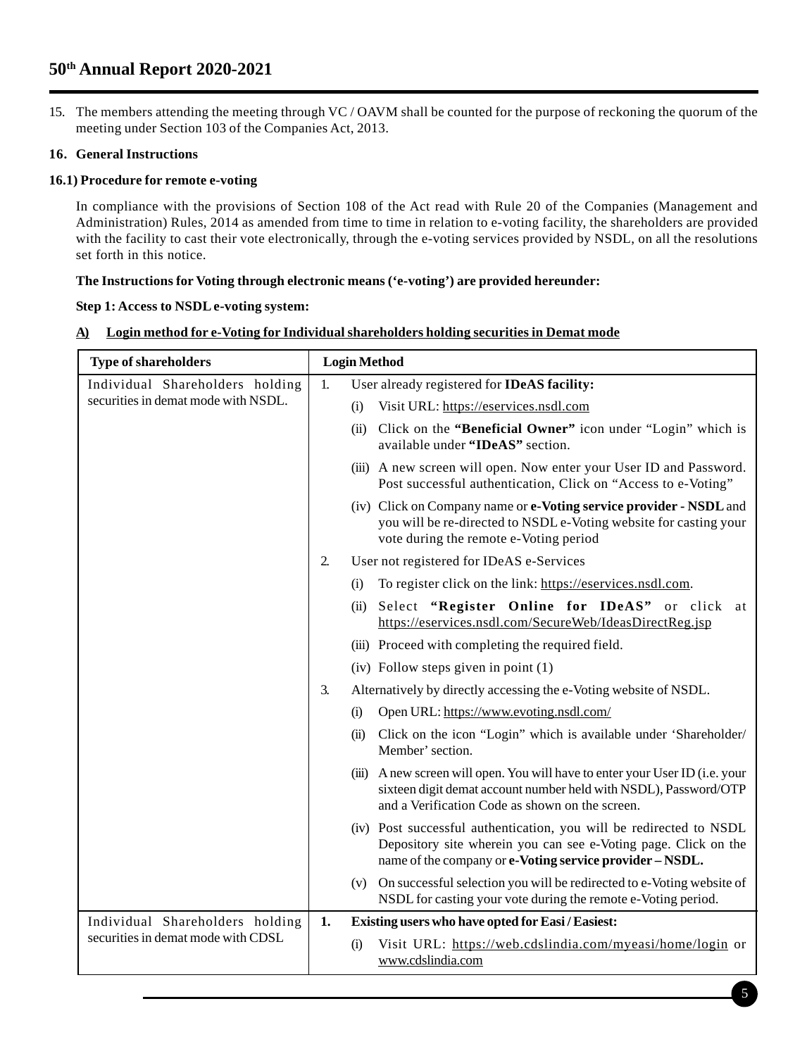15. The members attending the meeting through VC / OAVM shall be counted for the purpose of reckoning the quorum of the meeting under Section 103 of the Companies Act, 2013.

**16. General Instructions**

**16.1) Procedure for remote e-voting**

In compliance with the provisions of Section 108 of the Act read with Rule 20 of the Companies (Management and Administration) Rules, 2014 as amended from time to time in relation to e-voting facility, the shareholders are provided with the facility to cast their vote electronically, through the e-voting services provided by NSDL, on all the resolutions set forth in this notice.

**The Instructions for Voting through electronic means ('e-voting') are provided hereunder:**

**Step 1: Access to NSDL e-voting system:**

**A) Login method for e-Voting for Individual shareholders holding securities in Demat mode**

| Type of shareholders | Login Method |
|---|---|
| Individual Shareholders holding securities in demat mode with NSDL. | 1. User already registered for **IDeAS facility:**<br>(i) Visit URL: https://eservices.nsdl.com<br>(ii) Click on the **"Beneficial Owner"** icon under "Login" which is available under **"IDeAS"** section.<br>(iii) A new screen will open. Now enter your User ID and Password. Post successful authentication, Click on "Access to e-Voting"<br>(iv) Click on Company name or **e-Voting service provider - NSDL** and you will be re-directed to NSDL e-Voting website for casting your vote during the remote e-Voting period<br>2. User not registered for IDeAS e-Services<br>(i) To register click on the link: https://eservices.nsdl.com.<br>(ii) Select **"Register Online for IDeAS"** or click at https://eservices.nsdl.com/SecureWeb/IdeasDirectReg.jsp<br>(iii) Proceed with completing the required field.<br>(iv) Follow steps given in point (1)<br>3. Alternatively by directly accessing the e-Voting website of NSDL.<br>(i) Open URL: https://www.evoting.nsdl.com/<br>(ii) Click on the icon "Login" which is available under 'Shareholder/ Member' section.<br>(iii) A new screen will open. You will have to enter your User ID (i.e. your sixteen digit demat account number held with NSDL), Password/OTP and a Verification Code as shown on the screen.<br>(iv) Post successful authentication, you will be redirected to NSDL Depository site wherein you can see e-Voting page. Click on the name of the company or **e-Voting service provider – NSDL.**<br>(v) On successful selection you will be redirected to e-Voting website of NSDL for casting your vote during the remote e-Voting period. |
| Individual Shareholders holding securities in demat mode with CDSL | **1. Existing users who have opted for Easi / Easiest:**<br>(i) Visit URL: https://web.cdslindia.com/myeasi/home/login or www.cdslindia.com |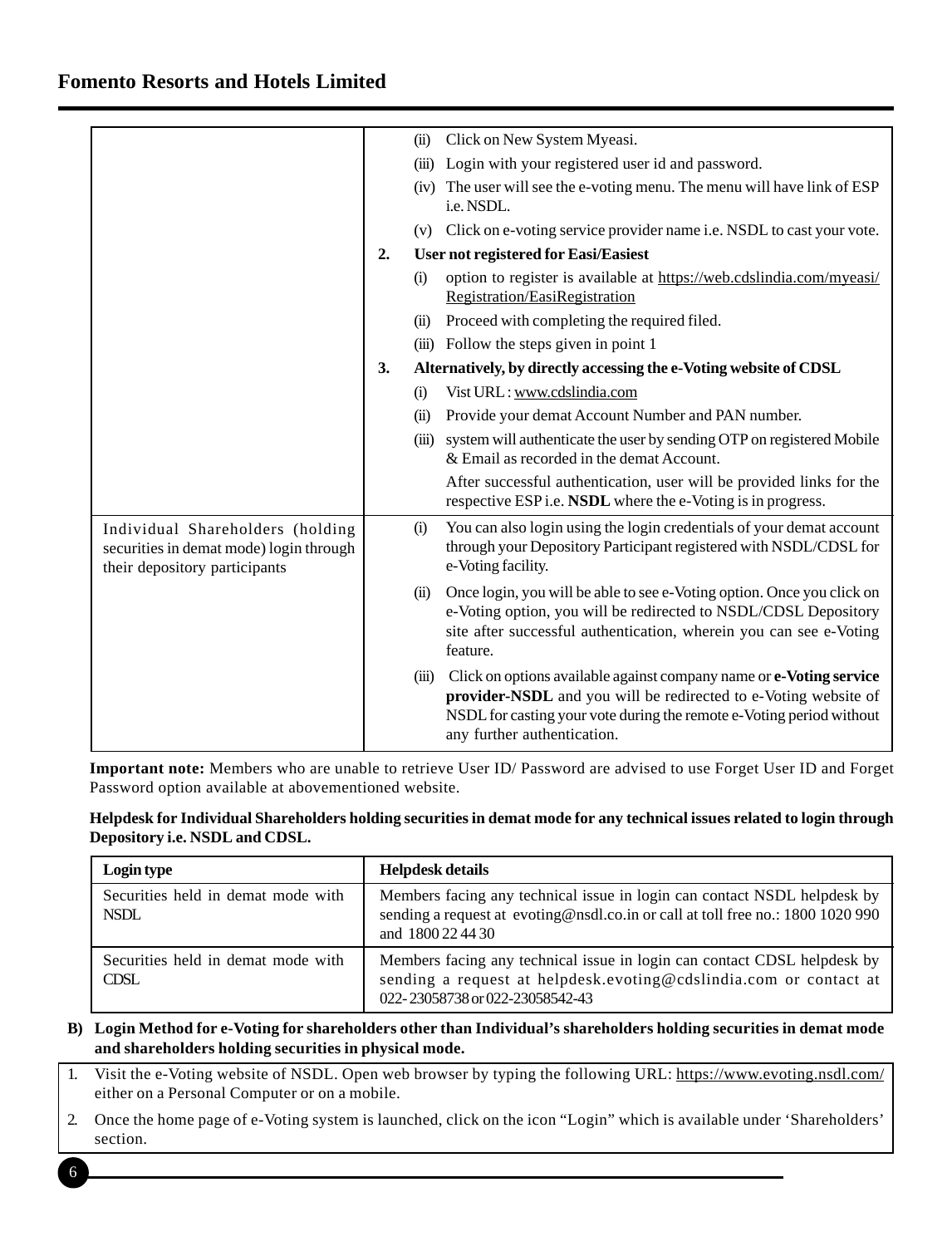| | |
|---|---|
| | (ii) Click on New System Myeasi.<br>(iii) Login with your registered user id and password.<br>(iv) The user will see the e-voting menu. The menu will have link of ESP i.e. NSDL.<br>(v) Click on e-voting service provider name i.e. NSDL to cast your vote.<br>**2. User not registered for Easi/Easiest**<br>(i) option to register is available at https://web.cdslindia.com/myeasi/Registration/EasiRegistration<br>(ii) Proceed with completing the required filed.<br>(iii) Follow the steps given in point 1<br>**3. Alternatively, by directly accessing the e-Voting website of CDSL**<br>(i) Vist URL : www.cdslindia.com<br>(ii) Provide your demat Account Number and PAN number.<br>(iii) system will authenticate the user by sending OTP on registered Mobile & Email as recorded in the demat Account.<br>After successful authentication, user will be provided links for the respective ESP i.e. **NSDL** where the e-Voting is in progress. |
| Individual Shareholders (holding securities in demat mode) login through their depository participants | (i) You can also login using the login credentials of your demat account through your Depository Participant registered with NSDL/CDSL for e-Voting facility.<br>(ii) Once login, you will be able to see e-Voting option. Once you click on e-Voting option, you will be redirected to NSDL/CDSL Depository site after successful authentication, wherein you can see e-Voting feature.<br>(iii) Click on options available against company name or **e-Voting service provider-NSDL** and you will be redirected to e-Voting website of NSDL for casting your vote during the remote e-Voting period without any further authentication. |

**Important note:** Members who are unable to retrieve User ID/ Password are advised to use Forget User ID and Forget Password option available at abovementioned website.

**Helpdesk for Individual Shareholders holding securities in demat mode for any technical issues related to login through Depository i.e. NSDL and CDSL.**

| Login type | Helpdesk details |
|---|---|
| Securities held in demat mode with NSDL | Members facing any technical issue in login can contact NSDL helpdesk by sending a request at evoting@nsdl.co.in or call at toll free no.: 1800 1020 990 and 1800 22 44 30 |
| Securities held in demat mode with CDSL | Members facing any technical issue in login can contact CDSL helpdesk by sending a request at helpdesk.evoting@cdslindia.com or contact at 022- 23058738 or 022-23058542-43 |

**B) Login Method for e-Voting for shareholders other than Individual's shareholders holding securities in demat mode and shareholders holding securities in physical mode.**

1. Visit the e-Voting website of NSDL. Open web browser by typing the following URL: https://www.evoting.nsdl.com/ either on a Personal Computer or on a mobile.
2. Once the home page of e-Voting system is launched, click on the icon "Login" which is available under 'Shareholders' section.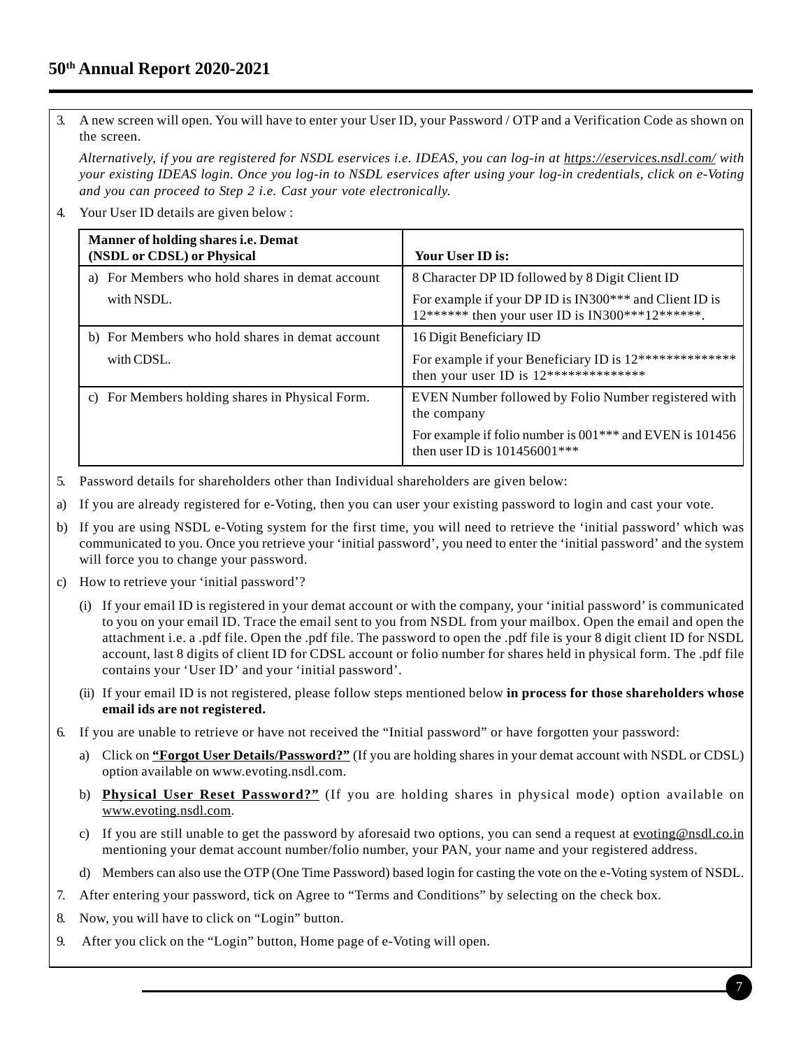3. A new screen will open. You will have to enter your User ID, your Password / OTP and a Verification Code as shown on the screen.

   *Alternatively, if you are registered for NSDL eservices i.e. IDEAS, you can log-in at https://eservices.nsdl.com/ with your existing IDEAS login. Once you log-in to NSDL eservices after using your log-in credentials, click on e-Voting and you can proceed to Step 2 i.e. Cast your vote electronically.*

4. Your User ID details are given below :

| **Manner of holding shares i.e. Demat (NSDL or CDSL) or Physical** | **Your User ID is:** |
|---|---|
| a) For Members who hold shares in demat account with NSDL. | 8 Character DP ID followed by 8 Digit Client ID<br>For example if your DP ID is IN300*** and Client ID is 12****** then your user ID is IN300***12******. |
| b) For Members who hold shares in demat account with CDSL. | 16 Digit Beneficiary ID<br>For example if your Beneficiary ID is 12************** then your user ID is 12************** |
| c) For Members holding shares in Physical Form. | EVEN Number followed by Folio Number registered with the company<br>For example if folio number is 001*** and EVEN is 101456 then user ID is 101456001*** |

5. Password details for shareholders other than Individual shareholders are given below:

a) If you are already registered for e-Voting, then you can user your existing password to login and cast your vote.

b) If you are using NSDL e-Voting system for the first time, you will need to retrieve the 'initial password' which was communicated to you. Once you retrieve your 'initial password', you need to enter the 'initial password' and the system will force you to change your password.

c) How to retrieve your 'initial password'?

   (i) If your email ID is registered in your demat account or with the company, your 'initial password' is communicated to you on your email ID. Trace the email sent to you from NSDL from your mailbox. Open the email and open the attachment i.e. a .pdf file. Open the .pdf file. The password to open the .pdf file is your 8 digit client ID for NSDL account, last 8 digits of client ID for CDSL account or folio number for shares held in physical form. The .pdf file contains your 'User ID' and your 'initial password'.

   (ii) If your email ID is not registered, please follow steps mentioned below **in process for those shareholders whose email ids are not registered.**

6. If you are unable to retrieve or have not received the "Initial password" or have forgotten your password:

   a) Click on **"Forgot User Details/Password?"** (If you are holding shares in your demat account with NSDL or CDSL) option available on www.evoting.nsdl.com.

   b) **Physical User Reset Password?"** (If you are holding shares in physical mode) option available on www.evoting.nsdl.com.

   c) If you are still unable to get the password by aforesaid two options, you can send a request at evoting@nsdl.co.in mentioning your demat account number/folio number, your PAN, your name and your registered address.

   d) Members can also use the OTP (One Time Password) based login for casting the vote on the e-Voting system of NSDL.

7. After entering your password, tick on Agree to "Terms and Conditions" by selecting on the check box.

8. Now, you will have to click on "Login" button.

9. After you click on the "Login" button, Home page of e-Voting will open.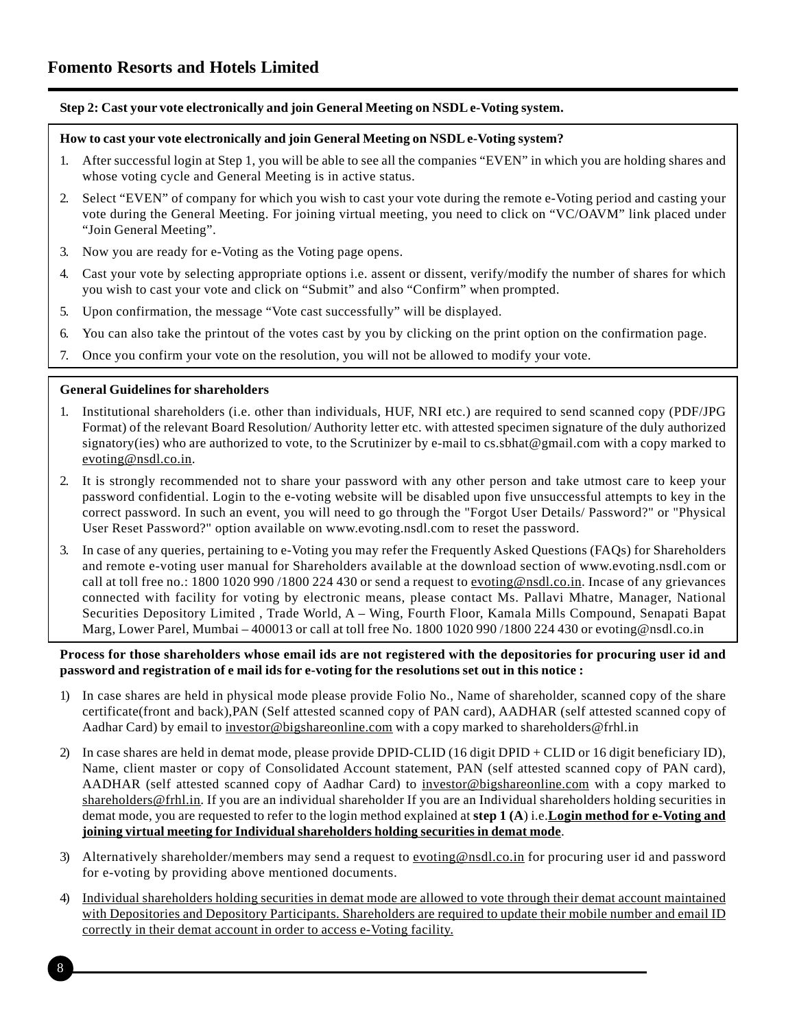**Step 2: Cast your vote electronically and join General Meeting on NSDL e-Voting system.**

**How to cast your vote electronically and join General Meeting on NSDL e-Voting system?**

1. After successful login at Step 1, you will be able to see all the companies “EVEN” in which you are holding shares and whose voting cycle and General Meeting is in active status.
2. Select “EVEN” of company for which you wish to cast your vote during the remote e-Voting period and casting your vote during the General Meeting. For joining virtual meeting, you need to click on “VC/OAVM” link placed under “Join General Meeting”.
3. Now you are ready for e-Voting as the Voting page opens.
4. Cast your vote by selecting appropriate options i.e. assent or dissent, verify/modify the number of shares for which you wish to cast your vote and click on “Submit” and also “Confirm” when prompted.
5. Upon confirmation, the message “Vote cast successfully” will be displayed.
6. You can also take the printout of the votes cast by you by clicking on the print option on the confirmation page.
7. Once you confirm your vote on the resolution, you will not be allowed to modify your vote.

**General Guidelines for shareholders**

1. Institutional shareholders (i.e. other than individuals, HUF, NRI etc.) are required to send scanned copy (PDF/JPG Format) of the relevant Board Resolution/ Authority letter etc. with attested specimen signature of the duly authorized signatory(ies) who are authorized to vote, to the Scrutinizer by e-mail to cs.sbhat@gmail.com with a copy marked to evoting@nsdl.co.in.
2. It is strongly recommended not to share your password with any other person and take utmost care to keep your password confidential. Login to the e-voting website will be disabled upon five unsuccessful attempts to key in the correct password. In such an event, you will need to go through the "Forgot User Details/ Password?" or "Physical User Reset Password?" option available on www.evoting.nsdl.com to reset the password.
3. In case of any queries, pertaining to e-Voting you may refer the Frequently Asked Questions (FAQs) for Shareholders and remote e-voting user manual for Shareholders available at the download section of www.evoting.nsdl.com or call at toll free no.: 1800 1020 990 /1800 224 430 or send a request to evoting@nsdl.co.in. Incase of any grievances connected with facility for voting by electronic means, please contact Ms. Pallavi Mhatre, Manager, National Securities Depository Limited , Trade World, A – Wing, Fourth Floor, Kamala Mills Compound, Senapati Bapat Marg, Lower Parel, Mumbai – 400013 or call at toll free No. 1800 1020 990 /1800 224 430 or evoting@nsdl.co.in

**Process for those shareholders whose email ids are not registered with the depositories for procuring user id and password and registration of e mail ids for e-voting for the resolutions set out in this notice :**

1) In case shares are held in physical mode please provide Folio No., Name of shareholder, scanned copy of the share certificate(front and back),PAN (Self attested scanned copy of PAN card), AADHAR (self attested scanned copy of Aadhar Card) by email to investor@bigshareonline.com with a copy marked to shareholders@frhl.in
2) In case shares are held in demat mode, please provide DPID-CLID (16 digit DPID + CLID or 16 digit beneficiary ID), Name, client master or copy of Consolidated Account statement, PAN (self attested scanned copy of PAN card), AADHAR (self attested scanned copy of Aadhar Card) to investor@bigshareonline.com with a copy marked to shareholders@frhl.in. If you are an individual shareholder If you are an Individual shareholders holding securities in demat mode, you are requested to refer to the login method explained at **step 1 (A**) i.e.**Login method for e-Voting and joining virtual meeting for Individual shareholders holding securities in demat mode**.
3) Alternatively shareholder/members may send a request to evoting@nsdl.co.in for procuring user id and password for e-voting by providing above mentioned documents.
4) Individual shareholders holding securities in demat mode are allowed to vote through their demat account maintained with Depositories and Depository Participants. Shareholders are required to update their mobile number and email ID correctly in their demat account in order to access e-Voting facility.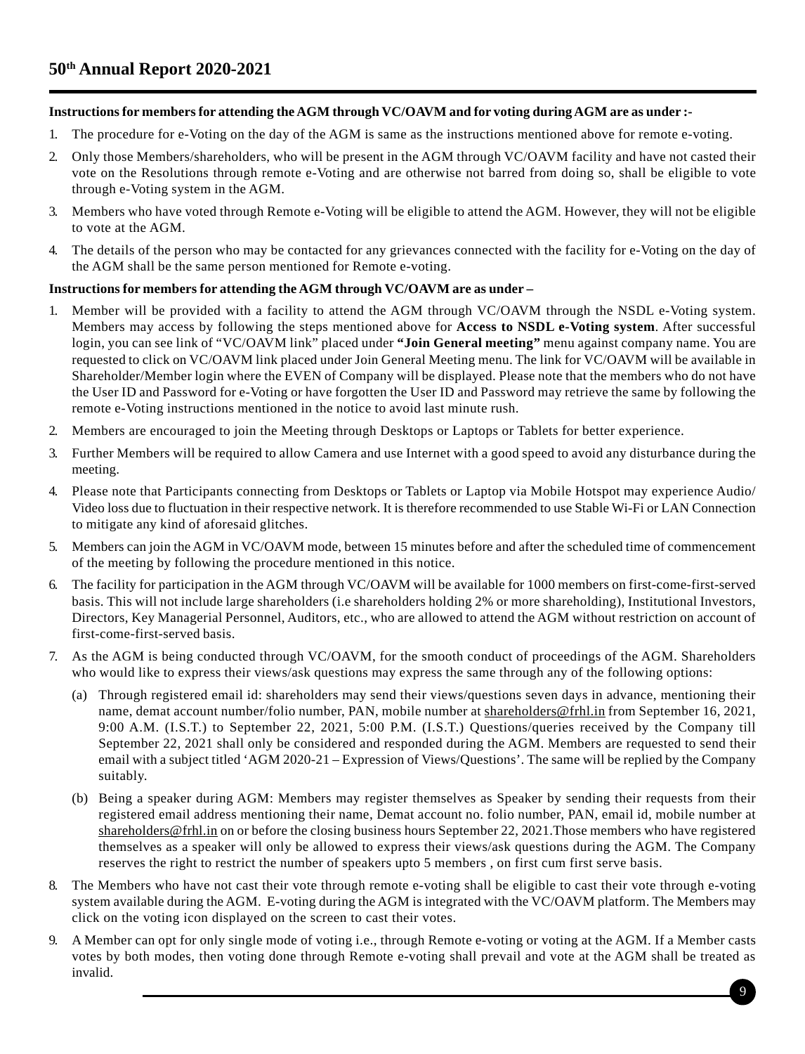**Instructions for members for attending the AGM through VC/OAVM and for voting during AGM are as under :-**

1. The procedure for e-Voting on the day of the AGM is same as the instructions mentioned above for remote e-voting.
2. Only those Members/shareholders, who will be present in the AGM through VC/OAVM facility and have not casted their vote on the Resolutions through remote e-Voting and are otherwise not barred from doing so, shall be eligible to vote through e-Voting system in the AGM.
3. Members who have voted through Remote e-Voting will be eligible to attend the AGM. However, they will not be eligible to vote at the AGM.
4. The details of the person who may be contacted for any grievances connected with the facility for e-Voting on the day of the AGM shall be the same person mentioned for Remote e-voting.

**Instructions for members for attending the AGM through VC/OAVM are as under –**

1. Member will be provided with a facility to attend the AGM through VC/OAVM through the NSDL e-Voting system. Members may access by following the steps mentioned above for **Access to NSDL e-Voting system**. After successful login, you can see link of "VC/OAVM link" placed under **"Join General meeting"** menu against company name. You are requested to click on VC/OAVM link placed under Join General Meeting menu. The link for VC/OAVM will be available in Shareholder/Member login where the EVEN of Company will be displayed. Please note that the members who do not have the User ID and Password for e-Voting or have forgotten the User ID and Password may retrieve the same by following the remote e-Voting instructions mentioned in the notice to avoid last minute rush.
2. Members are encouraged to join the Meeting through Desktops or Laptops or Tablets for better experience.
3. Further Members will be required to allow Camera and use Internet with a good speed to avoid any disturbance during the meeting.
4. Please note that Participants connecting from Desktops or Tablets or Laptop via Mobile Hotspot may experience Audio/ Video loss due to fluctuation in their respective network. It is therefore recommended to use Stable Wi-Fi or LAN Connection to mitigate any kind of aforesaid glitches.
5. Members can join the AGM in VC/OAVM mode, between 15 minutes before and after the scheduled time of commencement of the meeting by following the procedure mentioned in this notice.
6. The facility for participation in the AGM through VC/OAVM will be available for 1000 members on first-come-first-served basis. This will not include large shareholders (i.e shareholders holding 2% or more shareholding), Institutional Investors, Directors, Key Managerial Personnel, Auditors, etc., who are allowed to attend the AGM without restriction on account of first-come-first-served basis.
7. As the AGM is being conducted through VC/OAVM, for the smooth conduct of proceedings of the AGM. Shareholders who would like to express their views/ask questions may express the same through any of the following options:
   (a) Through registered email id: shareholders may send their views/questions seven days in advance, mentioning their name, demat account number/folio number, PAN, mobile number at shareholders@frhl.in from September 16, 2021, 9:00 A.M. (I.S.T.) to September 22, 2021, 5:00 P.M. (I.S.T.) Questions/queries received by the Company till September 22, 2021 shall only be considered and responded during the AGM. Members are requested to send their email with a subject titled 'AGM 2020-21 – Expression of Views/Questions'. The same will be replied by the Company suitably.
   (b) Being a speaker during AGM: Members may register themselves as Speaker by sending their requests from their registered email address mentioning their name, Demat account no. folio number, PAN, email id, mobile number at shareholders@frhl.in on or before the closing business hours September 22, 2021.Those members who have registered themselves as a speaker will only be allowed to express their views/ask questions during the AGM. The Company reserves the right to restrict the number of speakers upto 5 members , on first cum first serve basis.
8. The Members who have not cast their vote through remote e-voting shall be eligible to cast their vote through e-voting system available during the AGM. E-voting during the AGM is integrated with the VC/OAVM platform. The Members may click on the voting icon displayed on the screen to cast their votes.
9. A Member can opt for only single mode of voting i.e., through Remote e-voting or voting at the AGM. If a Member casts votes by both modes, then voting done through Remote e-voting shall prevail and vote at the AGM shall be treated as invalid.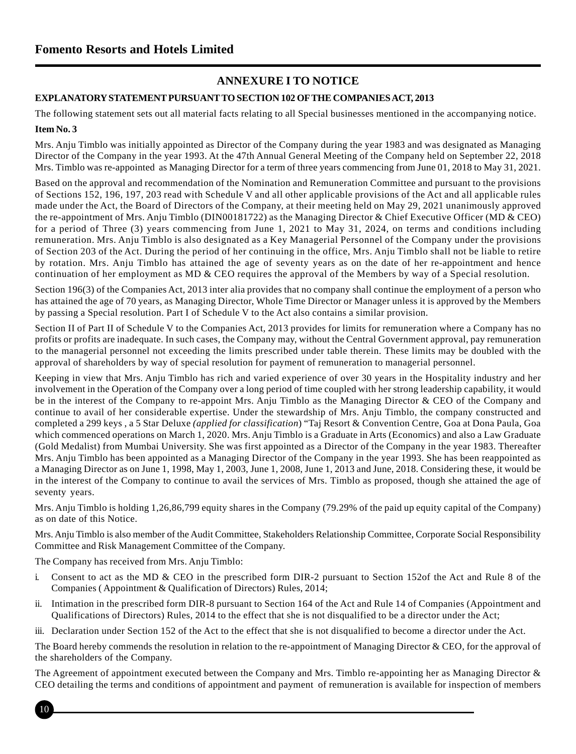## ANNEXURE I TO NOTICE

**EXPLANATORY STATEMENT PURSUANT TO SECTION 102 OF THE COMPANIES ACT, 2013**

The following statement sets out all material facts relating to all Special businesses mentioned in the accompanying notice.

**Item No. 3**

Mrs. Anju Timblo was initially appointed as Director of the Company during the year 1983 and was designated as Managing Director of the Company in the year 1993. At the 47th Annual General Meeting of the Company held on September 22, 2018 Mrs. Timblo was re-appointed as Managing Director for a term of three years commencing from June 01, 2018 to May 31, 2021.

Based on the approval and recommendation of the Nomination and Remuneration Committee and pursuant to the provisions of Sections 152, 196, 197, 203 read with Schedule V and all other applicable provisions of the Act and all applicable rules made under the Act, the Board of Directors of the Company, at their meeting held on May 29, 2021 unanimously approved the re-appointment of Mrs. Anju Timblo (DIN00181722) as the Managing Director & Chief Executive Officer (MD & CEO) for a period of Three (3) years commencing from June 1, 2021 to May 31, 2024, on terms and conditions including remuneration. Mrs. Anju Timblo is also designated as a Key Managerial Personnel of the Company under the provisions of Section 203 of the Act. During the period of her continuing in the office, Mrs. Anju Timblo shall not be liable to retire by rotation. Mrs. Anju Timblo has attained the age of seventy years as on the date of her re-appointment and hence continuation of her employment as MD & CEO requires the approval of the Members by way of a Special resolution.

Section 196(3) of the Companies Act, 2013 inter alia provides that no company shall continue the employment of a person who has attained the age of 70 years, as Managing Director, Whole Time Director or Manager unless it is approved by the Members by passing a Special resolution. Part I of Schedule V to the Act also contains a similar provision.

Section II of Part II of Schedule V to the Companies Act, 2013 provides for limits for remuneration where a Company has no profits or profits are inadequate. In such cases, the Company may, without the Central Government approval, pay remuneration to the managerial personnel not exceeding the limits prescribed under table therein. These limits may be doubled with the approval of shareholders by way of special resolution for payment of remuneration to managerial personnel.

Keeping in view that Mrs. Anju Timblo has rich and varied experience of over 30 years in the Hospitality industry and her involvement in the Operation of the Company over a long period of time coupled with her strong leadership capability, it would be in the interest of the Company to re-appoint Mrs. Anju Timblo as the Managing Director & CEO of the Company and continue to avail of her considerable expertise. Under the stewardship of Mrs. Anju Timblo, the company constructed and completed a 299 keys , a 5 Star Deluxe *(applied for classification*) "Taj Resort & Convention Centre, Goa at Dona Paula, Goa which commenced operations on March 1, 2020. Mrs. Anju Timblo is a Graduate in Arts (Economics) and also a Law Graduate (Gold Medalist) from Mumbai University. She was first appointed as a Director of the Company in the year 1983. Thereafter Mrs. Anju Timblo has been appointed as a Managing Director of the Company in the year 1993. She has been reappointed as a Managing Director as on June 1, 1998, May 1, 2003, June 1, 2008, June 1, 2013 and June, 2018. Considering these, it would be in the interest of the Company to continue to avail the services of Mrs. Timblo as proposed, though she attained the age of seventy years.

Mrs. Anju Timblo is holding 1,26,86,799 equity shares in the Company (79.29% of the paid up equity capital of the Company) as on date of this Notice.

Mrs. Anju Timblo is also member of the Audit Committee, Stakeholders Relationship Committee, Corporate Social Responsibility Committee and Risk Management Committee of the Company.

The Company has received from Mrs. Anju Timblo:

i. Consent to act as the MD & CEO in the prescribed form DIR-2 pursuant to Section 152of the Act and Rule 8 of the Companies ( Appointment & Qualification of Directors) Rules, 2014;

ii. Intimation in the prescribed form DIR-8 pursuant to Section 164 of the Act and Rule 14 of Companies (Appointment and Qualifications of Directors) Rules, 2014 to the effect that she is not disqualified to be a director under the Act;

iii. Declaration under Section 152 of the Act to the effect that she is not disqualified to become a director under the Act.

The Board hereby commends the resolution in relation to the re-appointment of Managing Director & CEO, for the approval of the shareholders of the Company.

The Agreement of appointment executed between the Company and Mrs. Timblo re-appointing her as Managing Director & CEO detailing the terms and conditions of appointment and payment of remuneration is available for inspection of members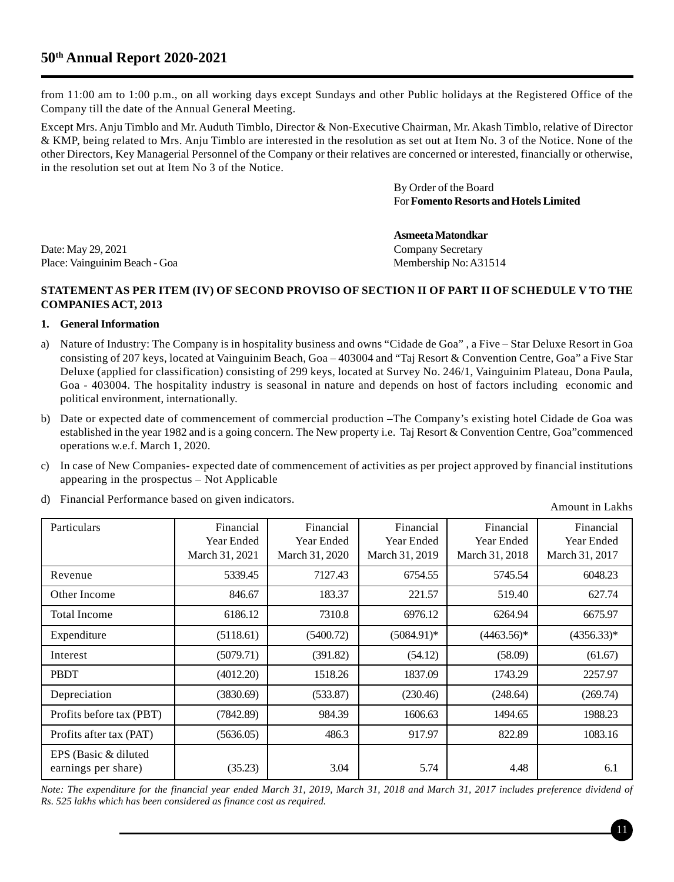from 11:00 am to 1:00 p.m., on all working days except Sundays and other Public holidays at the Registered Office of the Company till the date of the Annual General Meeting.

Except Mrs. Anju Timblo and Mr. Auduth Timblo, Director & Non-Executive Chairman, Mr. Akash Timblo, relative of Director & KMP, being related to Mrs. Anju Timblo are interested in the resolution as set out at Item No. 3 of the Notice. None of the other Directors, Key Managerial Personnel of the Company or their relatives are concerned or interested, financially or otherwise, in the resolution set out at Item No 3 of the Notice.

By Order of the Board
For **Fomento Resorts and Hotels Limited**

**Asmeeta Matondkar**
Company Secretary
Membership No: A31514

Date: May 29, 2021
Place: Vainguinim Beach - Goa

**STATEMENT AS PER ITEM (IV) OF SECOND PROVISO OF SECTION II OF PART II OF SCHEDULE V TO THE COMPANIES ACT, 2013**

**1. General Information**

a) Nature of Industry: The Company is in hospitality business and owns "Cidade de Goa" , a Five – Star Deluxe Resort in Goa consisting of 207 keys, located at Vainguinim Beach, Goa – 403004 and "Taj Resort & Convention Centre, Goa" a Five Star Deluxe (applied for classification) consisting of 299 keys, located at Survey No. 246/1, Vainguinim Plateau, Dona Paula, Goa - 403004. The hospitality industry is seasonal in nature and depends on host of factors including economic and political environment, internationally.

b) Date or expected date of commencement of commercial production –The Company's existing hotel Cidade de Goa was established in the year 1982 and is a going concern. The New property i.e. Taj Resort & Convention Centre, Goa"commenced operations w.e.f. March 1, 2020.

c) In case of New Companies- expected date of commencement of activities as per project approved by financial institutions appearing in the prospectus – Not Applicable

d) Financial Performance based on given indicators.

Amount in Lakhs

| Particulars | Financial Year Ended March 31, 2021 | Financial Year Ended March 31, 2020 | Financial Year Ended March 31, 2019 | Financial Year Ended March 31, 2018 | Financial Year Ended March 31, 2017 |
|---|---|---|---|---|---|
| Revenue | 5339.45 | 7127.43 | 6754.55 | 5745.54 | 6048.23 |
| Other Income | 846.67 | 183.37 | 221.57 | 519.40 | 627.74 |
| Total Income | 6186.12 | 7310.8 | 6976.12 | 6264.94 | 6675.97 |
| Expenditure | (5118.61) | (5400.72) | (5084.91)* | (4463.56)* | (4356.33)* |
| Interest | (5079.71) | (391.82) | (54.12) | (58.09) | (61.67) |
| PBDT | (4012.20) | 1518.26 | 1837.09 | 1743.29 | 2257.97 |
| Depreciation | (3830.69) | (533.87) | (230.46) | (248.64) | (269.74) |
| Profits before tax (PBT) | (7842.89) | 984.39 | 1606.63 | 1494.65 | 1988.23 |
| Profits after tax (PAT) | (5636.05) | 486.3 | 917.97 | 822.89 | 1083.16 |
| EPS (Basic & diluted earnings per share) | (35.23) | 3.04 | 5.74 | 4.48 | 6.1 |

*Note: The expenditure for the financial year ended March 31, 2019, March 31, 2018 and March 31, 2017 includes preference dividend of Rs. 525 lakhs which has been considered as finance cost as required.*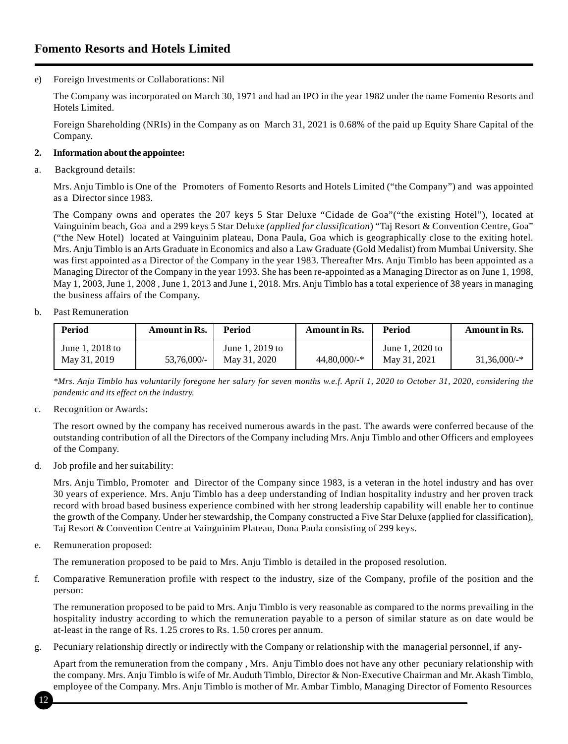e) Foreign Investments or Collaborations: Nil

The Company was incorporated on March 30, 1971 and had an IPO in the year 1982 under the name Fomento Resorts and Hotels Limited.

Foreign Shareholding (NRIs) in the Company as on March 31, 2021 is 0.68% of the paid up Equity Share Capital of the Company.

**2. Information about the appointee:**

a. Background details:

Mrs. Anju Timblo is One of the Promoters of Fomento Resorts and Hotels Limited ("the Company") and was appointed as a Director since 1983.

The Company owns and operates the 207 keys 5 Star Deluxe "Cidade de Goa"("the existing Hotel"), located at Vainguinim beach, Goa and a 299 keys 5 Star Deluxe *(applied for classification*) "Taj Resort & Convention Centre, Goa" ("the New Hotel") located at Vainguinim plateau, Dona Paula, Goa which is geographically close to the exiting hotel. Mrs. Anju Timblo is an Arts Graduate in Economics and also a Law Graduate (Gold Medalist) from Mumbai University. She was first appointed as a Director of the Company in the year 1983. Thereafter Mrs. Anju Timblo has been appointed as a Managing Director of the Company in the year 1993. She has been re-appointed as a Managing Director as on June 1, 1998, May 1, 2003, June 1, 2008 , June 1, 2013 and June 1, 2018. Mrs. Anju Timblo has a total experience of 38 years in managing the business affairs of the Company.

b. Past Remuneration

| Period | Amount in Rs. | Period | Amount in Rs. | Period | Amount in Rs. |
|---|---|---|---|---|---|
| June 1, 2018 to May 31, 2019 | 53,76,000/- | June 1, 2019 to May 31, 2020 | 44,80,000/-* | June 1, 2020 to May 31, 2021 | 31,36,000/-* |

*\*Mrs. Anju Timblo has voluntarily foregone her salary for seven months w.e.f. April 1, 2020 to October 31, 2020, considering the pandemic and its effect on the industry.*

c. Recognition or Awards:

The resort owned by the company has received numerous awards in the past. The awards were conferred because of the outstanding contribution of all the Directors of the Company including Mrs. Anju Timblo and other Officers and employees of the Company.

d. Job profile and her suitability:

Mrs. Anju Timblo, Promoter and Director of the Company since 1983, is a veteran in the hotel industry and has over 30 years of experience. Mrs. Anju Timblo has a deep understanding of Indian hospitality industry and her proven track record with broad based business experience combined with her strong leadership capability will enable her to continue the growth of the Company. Under her stewardship, the Company constructed a Five Star Deluxe (applied for classification), Taj Resort & Convention Centre at Vainguinim Plateau, Dona Paula consisting of 299 keys.

e. Remuneration proposed:

The remuneration proposed to be paid to Mrs. Anju Timblo is detailed in the proposed resolution.

f. Comparative Remuneration profile with respect to the industry, size of the Company, profile of the position and the person:

The remuneration proposed to be paid to Mrs. Anju Timblo is very reasonable as compared to the norms prevailing in the hospitality industry according to which the remuneration payable to a person of similar stature as on date would be at-least in the range of Rs. 1.25 crores to Rs. 1.50 crores per annum.

g. Pecuniary relationship directly or indirectly with the Company or relationship with the managerial personnel, if any-

Apart from the remuneration from the company , Mrs. Anju Timblo does not have any other pecuniary relationship with the company. Mrs. Anju Timblo is wife of Mr. Auduth Timblo, Director & Non-Executive Chairman and Mr. Akash Timblo, employee of the Company. Mrs. Anju Timblo is mother of Mr. Ambar Timblo, Managing Director of Fomento Resources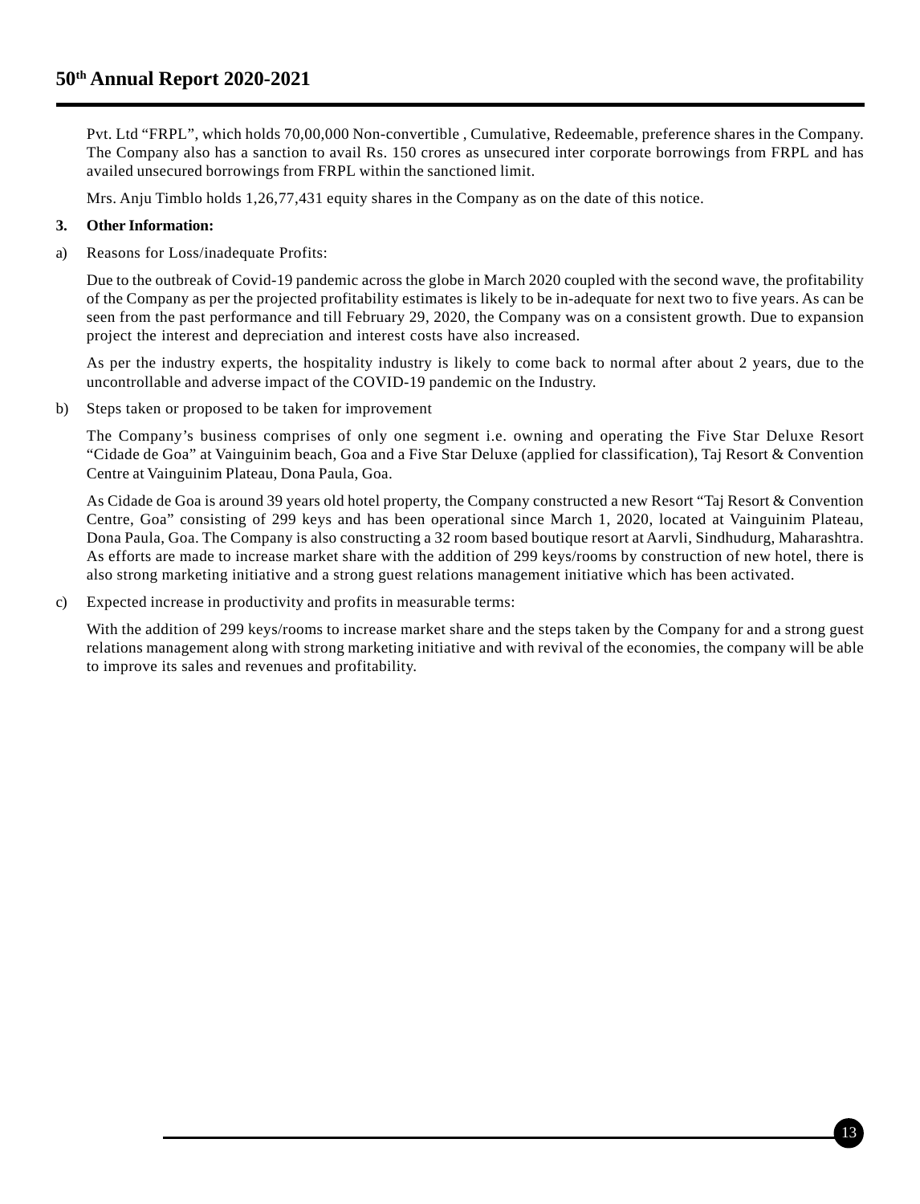Pvt. Ltd "FRPL", which holds 70,00,000 Non-convertible , Cumulative, Redeemable, preference shares in the Company. The Company also has a sanction to avail Rs. 150 crores as unsecured inter corporate borrowings from FRPL and has availed unsecured borrowings from FRPL within the sanctioned limit.

Mrs. Anju Timblo holds 1,26,77,431 equity shares in the Company as on the date of this notice.

**3. Other Information:**

a) Reasons for Loss/inadequate Profits:

Due to the outbreak of Covid-19 pandemic across the globe in March 2020 coupled with the second wave, the profitability of the Company as per the projected profitability estimates is likely to be in-adequate for next two to five years. As can be seen from the past performance and till February 29, 2020, the Company was on a consistent growth. Due to expansion project the interest and depreciation and interest costs have also increased.

As per the industry experts, the hospitality industry is likely to come back to normal after about 2 years, due to the uncontrollable and adverse impact of the COVID-19 pandemic on the Industry.

b) Steps taken or proposed to be taken for improvement

The Company's business comprises of only one segment i.e. owning and operating the Five Star Deluxe Resort "Cidade de Goa" at Vainguinim beach, Goa and a Five Star Deluxe (applied for classification), Taj Resort & Convention Centre at Vainguinim Plateau, Dona Paula, Goa.

As Cidade de Goa is around 39 years old hotel property, the Company constructed a new Resort "Taj Resort & Convention Centre, Goa" consisting of 299 keys and has been operational since March 1, 2020, located at Vainguinim Plateau, Dona Paula, Goa. The Company is also constructing a 32 room based boutique resort at Aarvli, Sindhudurg, Maharashtra. As efforts are made to increase market share with the addition of 299 keys/rooms by construction of new hotel, there is also strong marketing initiative and a strong guest relations management initiative which has been activated.

c) Expected increase in productivity and profits in measurable terms:

With the addition of 299 keys/rooms to increase market share and the steps taken by the Company for and a strong guest relations management along with strong marketing initiative and with revival of the economies, the company will be able to improve its sales and revenues and profitability.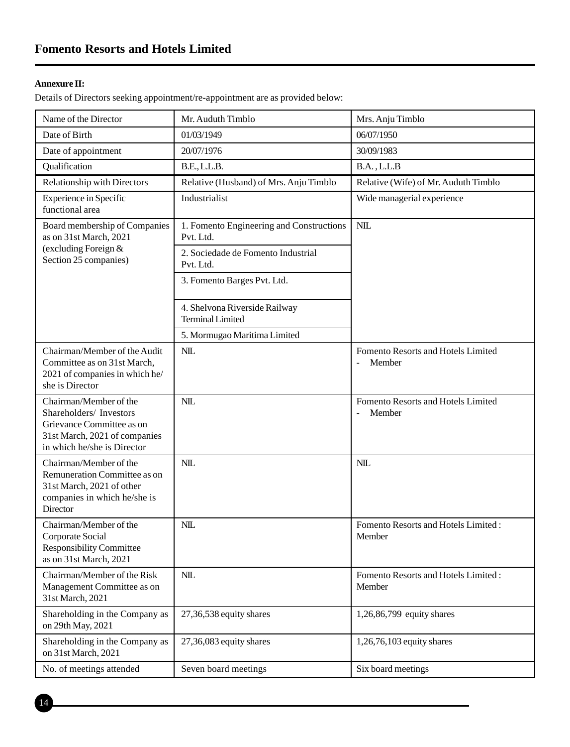**Annexure II:**

Details of Directors seeking appointment/re-appointment are as provided below:

| | | |
|---|---|---|
| Name of the Director | Mr. Auduth Timblo | Mrs. Anju Timblo |
| Date of Birth | 01/03/1949 | 06/07/1950 |
| Date of appointment | 20/07/1976 | 30/09/1983 |
| Qualification | B.E., L.L.B. | B.A. , L.L.B |
| Relationship with Directors | Relative (Husband) of Mrs. Anju Timblo | Relative (Wife) of Mr. Auduth Timblo |
| Experience in Specific functional area | Industrialist | Wide managerial experience |
| Board membership of Companies as on 31st March, 2021 (excluding Foreign & Section 25 companies) | 1. Fomento Engineering and Constructions Pvt. Ltd.<br>2. Sociedade de Fomento Industrial Pvt. Ltd.<br>3. Fomento Barges Pvt. Ltd.<br>4. Shelvona Riverside Railway Terminal Limited<br>5. Mormugao Maritima Limited | NIL |
| Chairman/Member of the Audit Committee as on 31st March, 2021 of companies in which he/ she is Director | NIL | Fomento Resorts and Hotels Limited - Member |
| Chairman/Member of the Shareholders/ Investors Grievance Committee as on 31st March, 2021 of companies in which he/she is Director | NIL | Fomento Resorts and Hotels Limited - Member |
| Chairman/Member of the Remuneration Committee as on 31st March, 2021 of other companies in which he/she is Director | NIL | NIL |
| Chairman/Member of the Corporate Social Responsibility Committee as on 31st March, 2021 | NIL | Fomento Resorts and Hotels Limited : Member |
| Chairman/Member of the Risk Management Committee as on 31st March, 2021 | NIL | Fomento Resorts and Hotels Limited : Member |
| Shareholding in the Company as on 29th May, 2021 | 27,36,538 equity shares | 1,26,86,799 equity shares |
| Shareholding in the Company as on 31st March, 2021 | 27,36,083 equity shares | 1,26,76,103 equity shares |
| No. of meetings attended | Seven board meetings | Six board meetings |